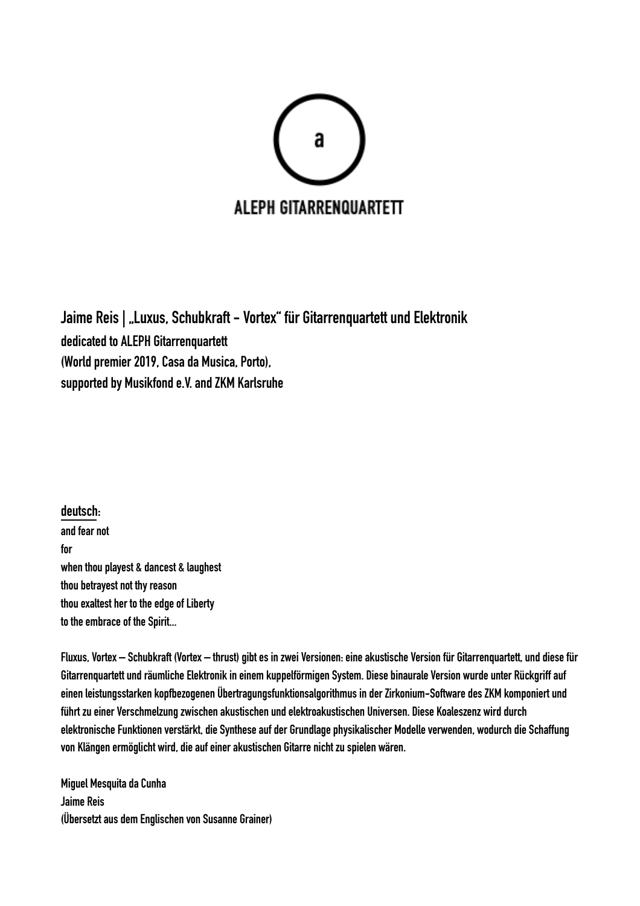a

ALEPH GITARRENQUARTETT

**Jaime Reis | „Luxus, Schubkraft - Vortex" für Gitarrenquartett und Elektronik**
**dedicated to ALEPH Gitarrenquartett**
**(World premier 2019, Casa da Musica, Porto),**
**supported by Musikfond e.V. and ZKM Karlsruhe**

**deutsch:**

and fear not
for
when thou playest & dancest & laughest
thou betrayest not thy reason
thou exaltest her to the edge of Liberty
to the embrace of the Spirit...

Fluxus, Vortex – Schubkraft (Vortex – thrust) gibt es in zwei Versionen: eine akustische Version für Gitarrenquartett, und diese für Gitarrenquartett und räumliche Elektronik in einem kuppelförmigen System. Diese binaurale Version wurde unter Rückgriff auf einen leistungsstarken kopfbezogenen Übertragungsfunktionsalgorithmus in der Zirkonium-Software des ZKM komponiert und führt zu einer Verschmelzung zwischen akustischen und elektroakustischen Universen. Diese Koaleszenz wird durch elektronische Funktionen verstärkt, die Synthese auf der Grundlage physikalischer Modelle verwenden, wodurch die Schaffung von Klängen ermöglicht wird, die auf einer akustischen Gitarre nicht zu spielen wären.

Miguel Mesquita da Cunha
Jaime Reis
(Übersetzt aus dem Englischen von Susanne Grainer)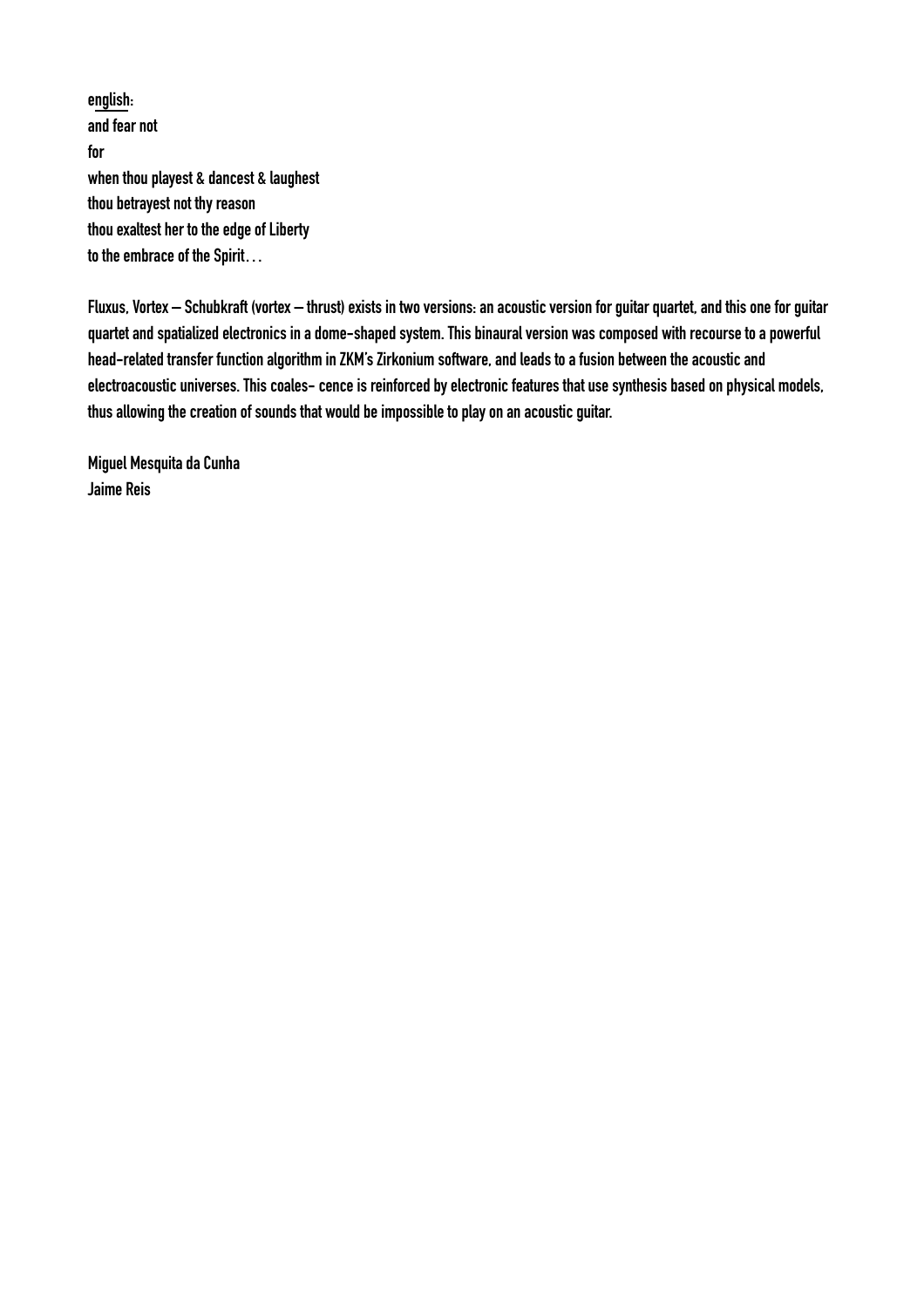english:
and fear not
for
when thou playest & dancest & laughest
thou betrayest not thy reason
thou exaltest her to the edge of Liberty
to the embrace of the Spirit…

Fluxus, Vortex – Schubkraft (vortex – thrust) exists in two versions: an acoustic version for guitar quartet, and this one for guitar quartet and spatialized electronics in a dome-shaped system. This binaural version was composed with recourse to a powerful head-related transfer function algorithm in ZKM's Zirkonium software, and leads to a fusion between the acoustic and electroacoustic universes. This coales- cence is reinforced by electronic features that use synthesis based on physical models, thus allowing the creation of sounds that would be impossible to play on an acoustic guitar.

Miguel Mesquita da Cunha
Jaime Reis